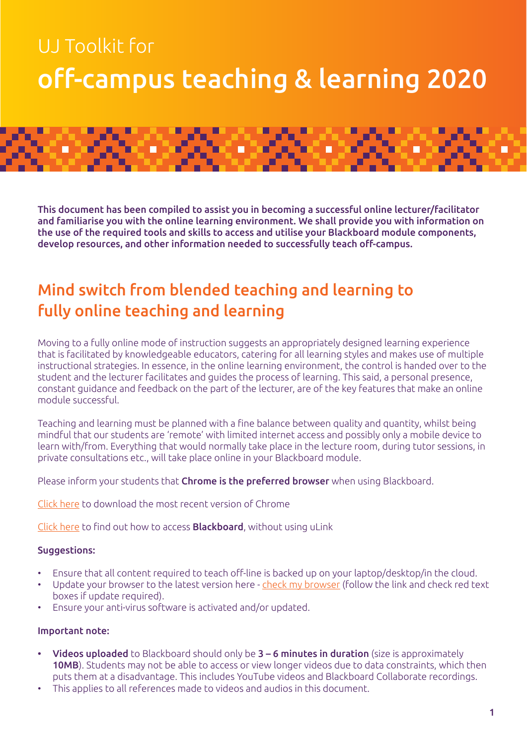# UJ Toolkit for off-campus teaching & learning 2020

**This document has been compiled to assist you in becoming a successful online lecturer/facilitator and familiarise you with the online learning environment. We shall provide you with information on the use of the required tools and skills to access and utilise your Blackboard module components, develop resources, and other information needed to successfully teach off-campus.**

## Mind switch from blended teaching and learning to fully online teaching and learning

Moving to a fully online mode of instruction suggests an appropriately designed learning experience that is facilitated by knowledgeable educators, catering for all learning styles and makes use of multiple instructional strategies. In essence, in the online learning environment, the control is handed over to the student and the lecturer facilitates and guides the process of learning. This said, a personal presence, constant guidance and feedback on the part of the lecturer, are of the key features that make an online module successful.

Teaching and learning must be planned with a fine balance between quality and quantity, whilst being mindful that our students are 'remote' with limited internet access and possibly only a mobile device to learn with/from. Everything that would normally take place in the lecture room, during tutor sessions, in private consultations etc., will take place online in your Blackboard module.

Please inform your students that **Chrome is the preferred browser** when using Blackboard.

Click here to download the most recent version of Chrome

Click here to find out how to access **Blackboard**, without using uLink

**Suggestions:**

- Ensure that all content required to teach off-line is backed up on your laptop/desktop/in the cloud.
- Update your browser to the latest version here - check my browser (follow the link and check red text boxes if update required).
- Ensure your anti-virus software is activated and/or updated.

**Important note:**

- **Videos uploaded** to Blackboard should only be **3 – 6 minutes in duration** (size is approximately **10MB**). Students may not be able to access or view longer videos due to data constraints, which then puts them at a disadvantage. This includes YouTube videos and Blackboard Collaborate recordings.
- This applies to all references made to videos and audios in this document.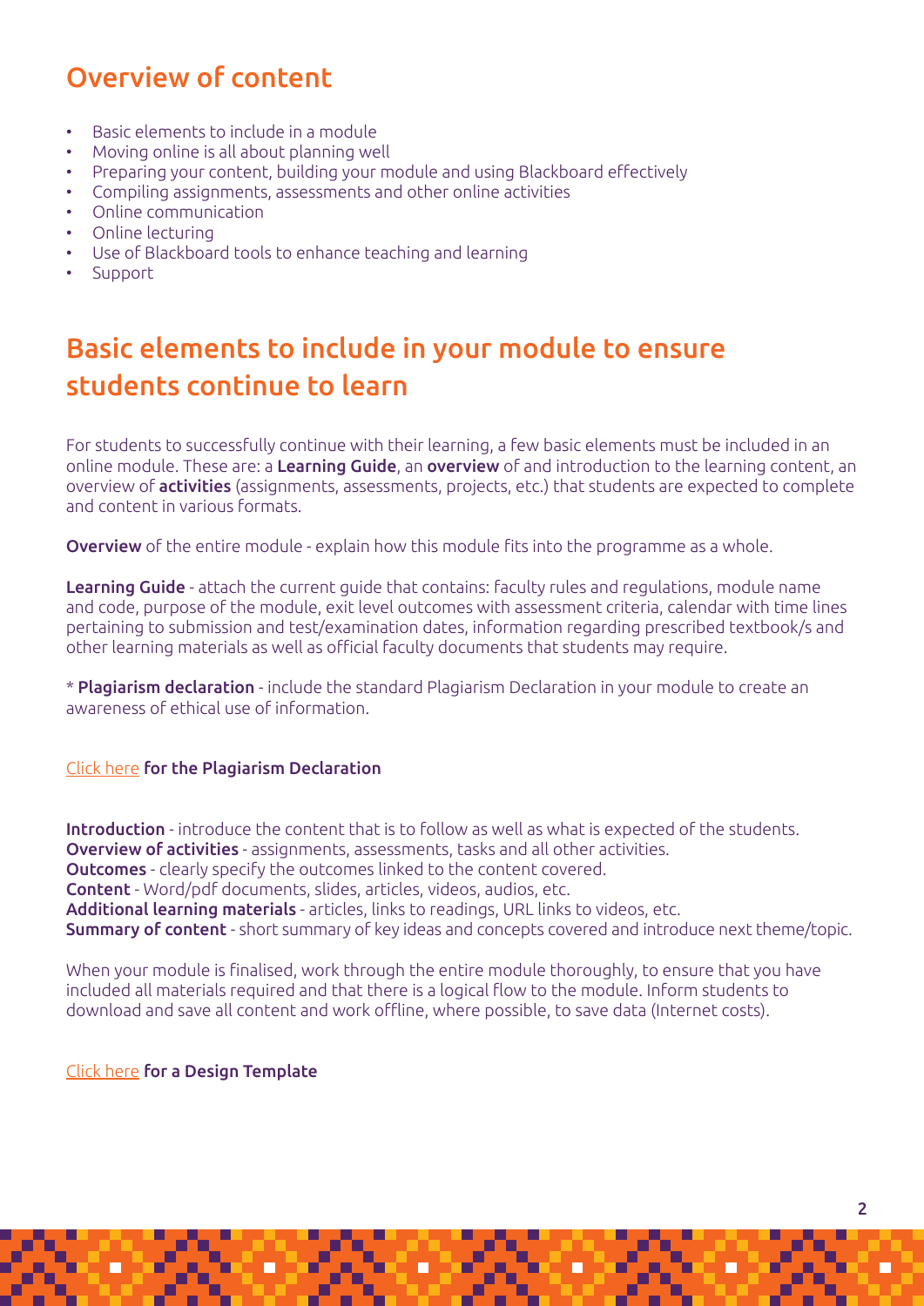## Overview of content

- Basic elements to include in a module
- Moving online is all about planning well
- Preparing your content, building your module and using Blackboard effectively
- Compiling assignments, assessments and other online activities
- Online communication
- Online lecturing
- Use of Blackboard tools to enhance teaching and learning
- Support

## Basic elements to include in your module to ensure students continue to learn

For students to successfully continue with their learning, a few basic elements must be included in an online module. These are: a **Learning Guide**, an **overview** of and introduction to the learning content, an overview of **activities** (assignments, assessments, projects, etc.) that students are expected to complete and content in various formats.

**Overview** of the entire module - explain how this module fits into the programme as a whole.

**Learning Guide** - attach the current guide that contains: faculty rules and regulations, module name and code, purpose of the module, exit level outcomes with assessment criteria, calendar with time lines pertaining to submission and test/examination dates, information regarding prescribed textbook/s and other learning materials as well as official faculty documents that students may require.

* **Plagiarism declaration** - include the standard Plagiarism Declaration in your module to create an awareness of ethical use of information.

Click here **for the Plagiarism Declaration**

**Introduction** - introduce the content that is to follow as well as what is expected of the students.
**Overview of activities** - assignments, assessments, tasks and all other activities.
**Outcomes** - clearly specify the outcomes linked to the content covered.
**Content** - Word/pdf documents, slides, articles, videos, audios, etc.
**Additional learning materials** - articles, links to readings, URL links to videos, etc.
**Summary of content** - short summary of key ideas and concepts covered and introduce next theme/topic.

When your module is finalised, work through the entire module thoroughly, to ensure that you have included all materials required and that there is a logical flow to the module. Inform students to download and save all content and work offline, where possible, to save data (Internet costs).

Click here **for a Design Template**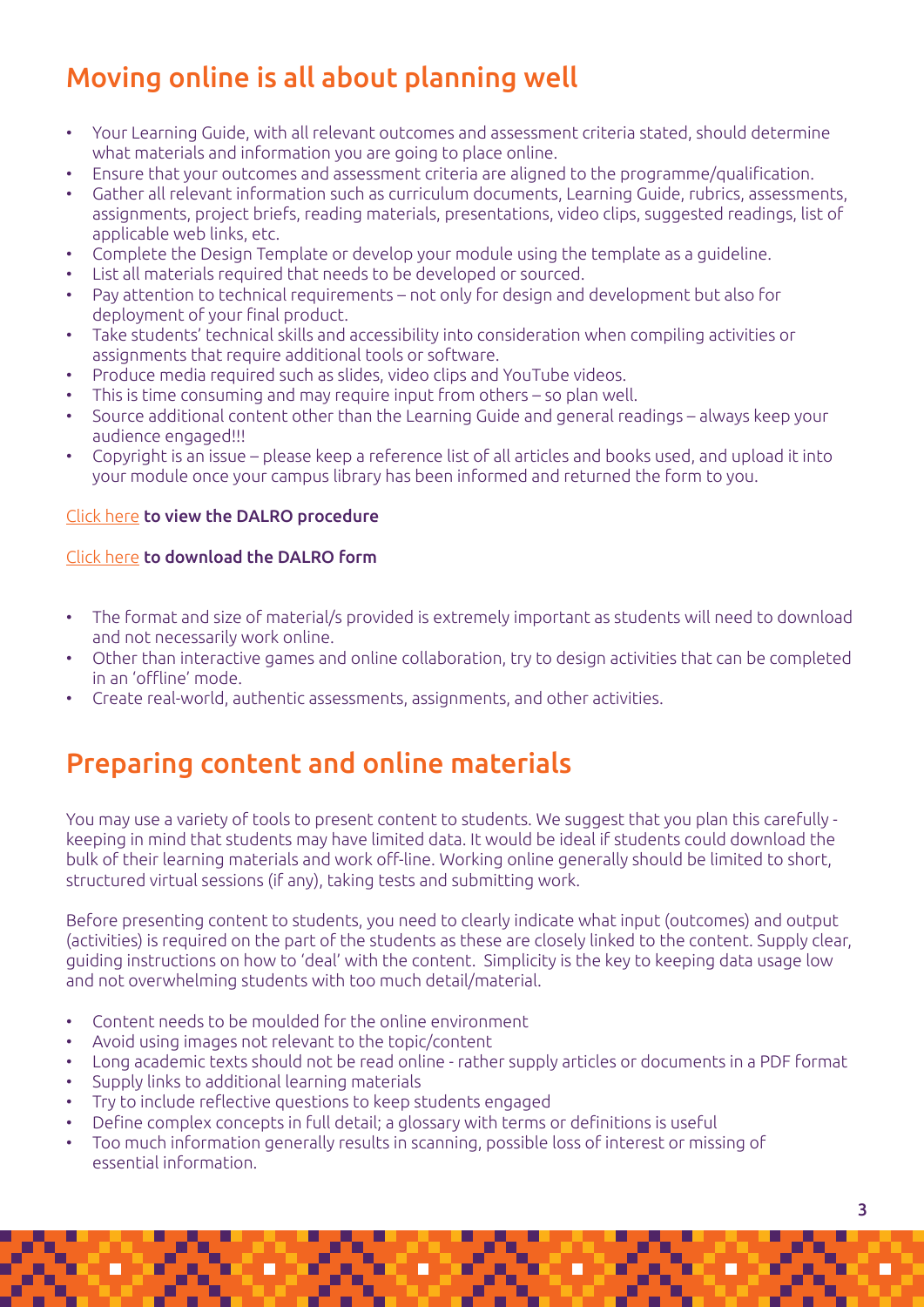## Moving online is all about planning well

- Your Learning Guide, with all relevant outcomes and assessment criteria stated, should determine what materials and information you are going to place online.
- Ensure that your outcomes and assessment criteria are aligned to the programme/qualification.
- Gather all relevant information such as curriculum documents, Learning Guide, rubrics, assessments, assignments, project briefs, reading materials, presentations, video clips, suggested readings, list of applicable web links, etc.
- Complete the Design Template or develop your module using the template as a guideline.
- List all materials required that needs to be developed or sourced.
- Pay attention to technical requirements – not only for design and development but also for deployment of your final product.
- Take students' technical skills and accessibility into consideration when compiling activities or assignments that require additional tools or software.
- Produce media required such as slides, video clips and YouTube videos.
- This is time consuming and may require input from others – so plan well.
- Source additional content other than the Learning Guide and general readings – always keep your audience engaged!!!
- Copyright is an issue – please keep a reference list of all articles and books used, and upload it into your module once your campus library has been informed and returned the form to you.

Click here **to view the DALRO procedure**

Click here **to download the DALRO form**

- The format and size of material/s provided is extremely important as students will need to download and not necessarily work online.
- Other than interactive games and online collaboration, try to design activities that can be completed in an 'offline' mode.
- Create real-world, authentic assessments, assignments, and other activities.

## Preparing content and online materials

You may use a variety of tools to present content to students. We suggest that you plan this carefully - keeping in mind that students may have limited data. It would be ideal if students could download the bulk of their learning materials and work off-line. Working online generally should be limited to short, structured virtual sessions (if any), taking tests and submitting work.

Before presenting content to students, you need to clearly indicate what input (outcomes) and output (activities) is required on the part of the students as these are closely linked to the content. Supply clear, guiding instructions on how to 'deal' with the content. Simplicity is the key to keeping data usage low and not overwhelming students with too much detail/material.

- Content needs to be moulded for the online environment
- Avoid using images not relevant to the topic/content
- Long academic texts should not be read online - rather supply articles or documents in a PDF format
- Supply links to additional learning materials
- Try to include reflective questions to keep students engaged
- Define complex concepts in full detail; a glossary with terms or definitions is useful
- Too much information generally results in scanning, possible loss of interest or missing of essential information.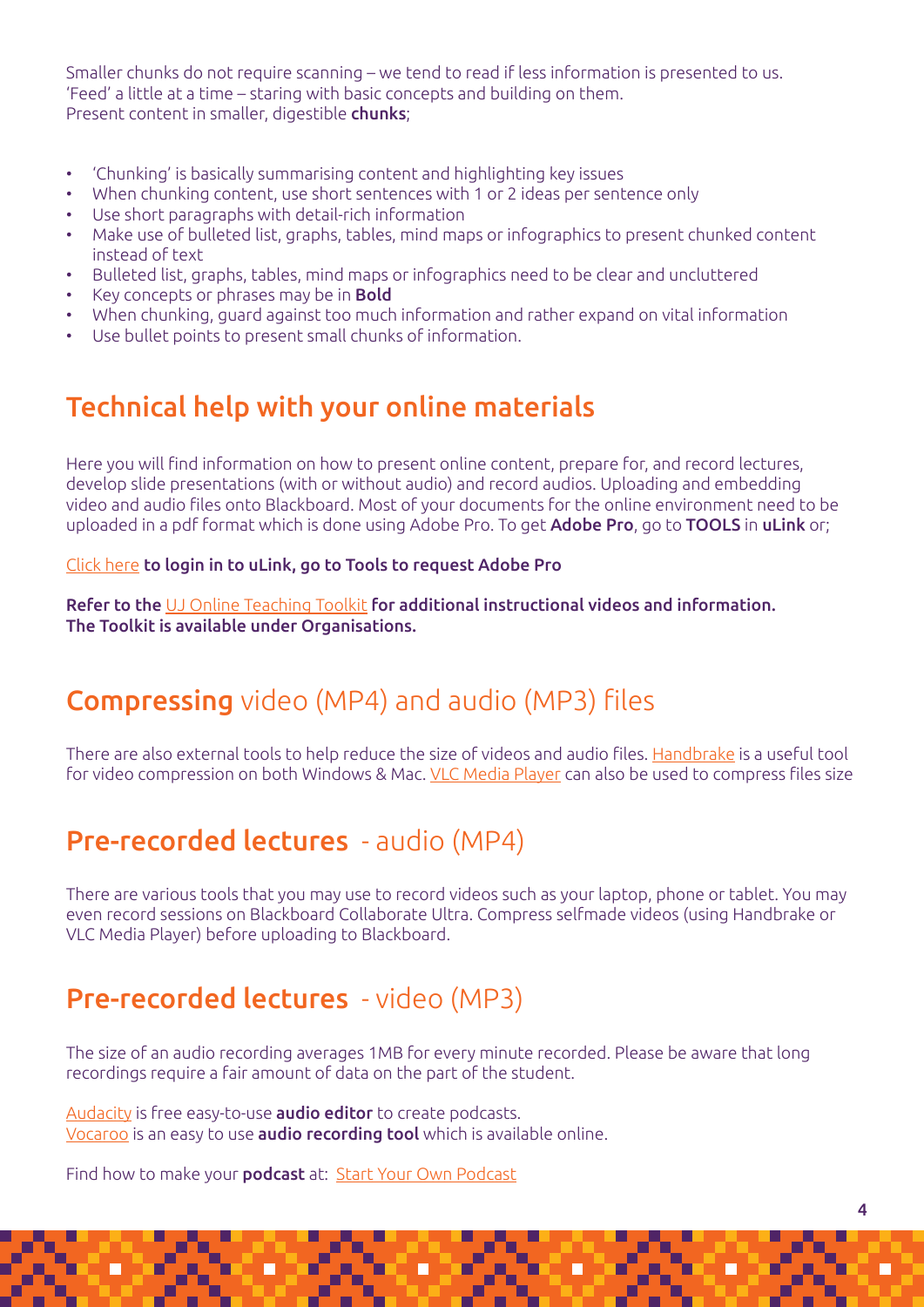Smaller chunks do not require scanning – we tend to read if less information is presented to us.
'Feed' a little at a time – staring with basic concepts and building on them.
Present content in smaller, digestible **chunks**;

- 'Chunking' is basically summarising content and highlighting key issues
- When chunking content, use short sentences with 1 or 2 ideas per sentence only
- Use short paragraphs with detail-rich information
- Make use of bulleted list, graphs, tables, mind maps or infographics to present chunked content instead of text
- Bulleted list, graphs, tables, mind maps or infographics need to be clear and uncluttered
- Key concepts or phrases may be in **Bold**
- When chunking, guard against too much information and rather expand on vital information
- Use bullet points to present small chunks of information.

## Technical help with your online materials

Here you will find information on how to present online content, prepare for, and record lectures, develop slide presentations (with or without audio) and record audios. Uploading and embedding video and audio files onto Blackboard. Most of your documents for the online environment need to be uploaded in a pdf format which is done using Adobe Pro. To get **Adobe Pro**, go to **TOOLS** in **uLink** or;

Click here **to login in to uLink, go to Tools to request Adobe Pro**

**Refer to the** UJ Online Teaching Toolkit **for additional instructional videos and information. The Toolkit is available under Organisations.**

## **Compressing** video (MP4) and audio (MP3) files

There are also external tools to help reduce the size of videos and audio files. Handbrake is a useful tool for video compression on both Windows & Mac. VLC Media Player can also be used to compress files size

## **Pre-recorded lectures** - audio (MP4)

There are various tools that you may use to record videos such as your laptop, phone or tablet. You may even record sessions on Blackboard Collaborate Ultra. Compress selfmade videos (using Handbrake or VLC Media Player) before uploading to Blackboard.

## **Pre-recorded lectures** - video (MP3)

The size of an audio recording averages 1MB for every minute recorded. Please be aware that long recordings require a fair amount of data on the part of the student.

Audacity is free easy-to-use **audio editor** to create podcasts.
Vocaroo is an easy to use **audio recording tool** which is available online.

Find how to make your **podcast** at: Start Your Own Podcast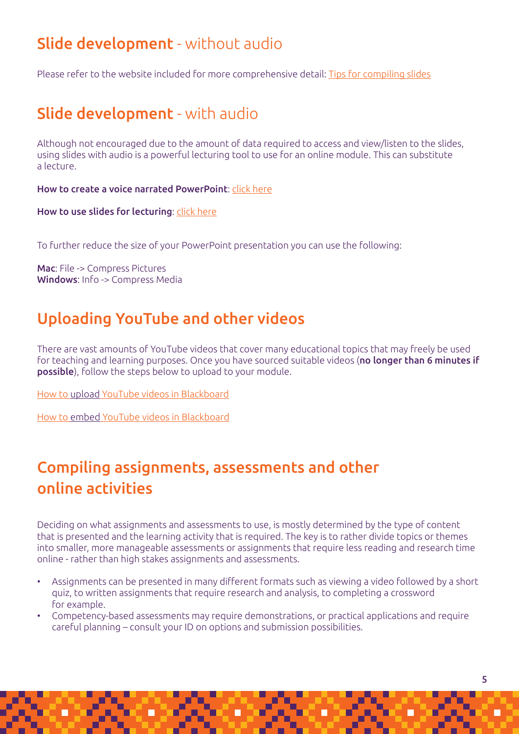## Slide development - without audio

Please refer to the website included for more comprehensive detail: Tips for compiling slides

## Slide development - with audio

Although not encouraged due to the amount of data required to access and view/listen to the slides, using slides with audio is a powerful lecturing tool to use for an online module. This can substitute a lecture.

**How to create a voice narrated PowerPoint**: click here

**How to use slides for lecturing**: click here

To further reduce the size of your PowerPoint presentation you can use the following:

**Mac**: File -> Compress Pictures
**Windows**: Info -> Compress Media

## Uploading YouTube and other videos

There are vast amounts of YouTube videos that cover many educational topics that may freely be used for teaching and learning purposes. Once you have sourced suitable videos (**no longer than 6 minutes if possible**), follow the steps below to upload to your module.

How to upload YouTube videos in Blackboard

How to embed YouTube videos in Blackboard

## Compiling assignments, assessments and other online activities

Deciding on what assignments and assessments to use, is mostly determined by the type of content that is presented and the learning activity that is required. The key is to rather divide topics or themes into smaller, more manageable assessments or assignments that require less reading and research time online - rather than high stakes assignments and assessments.

- Assignments can be presented in many different formats such as viewing a video followed by a short quiz, to written assignments that require research and analysis, to completing a crossword for example.
- Competency-based assessments may require demonstrations, or practical applications and require careful planning – consult your ID on options and submission possibilities.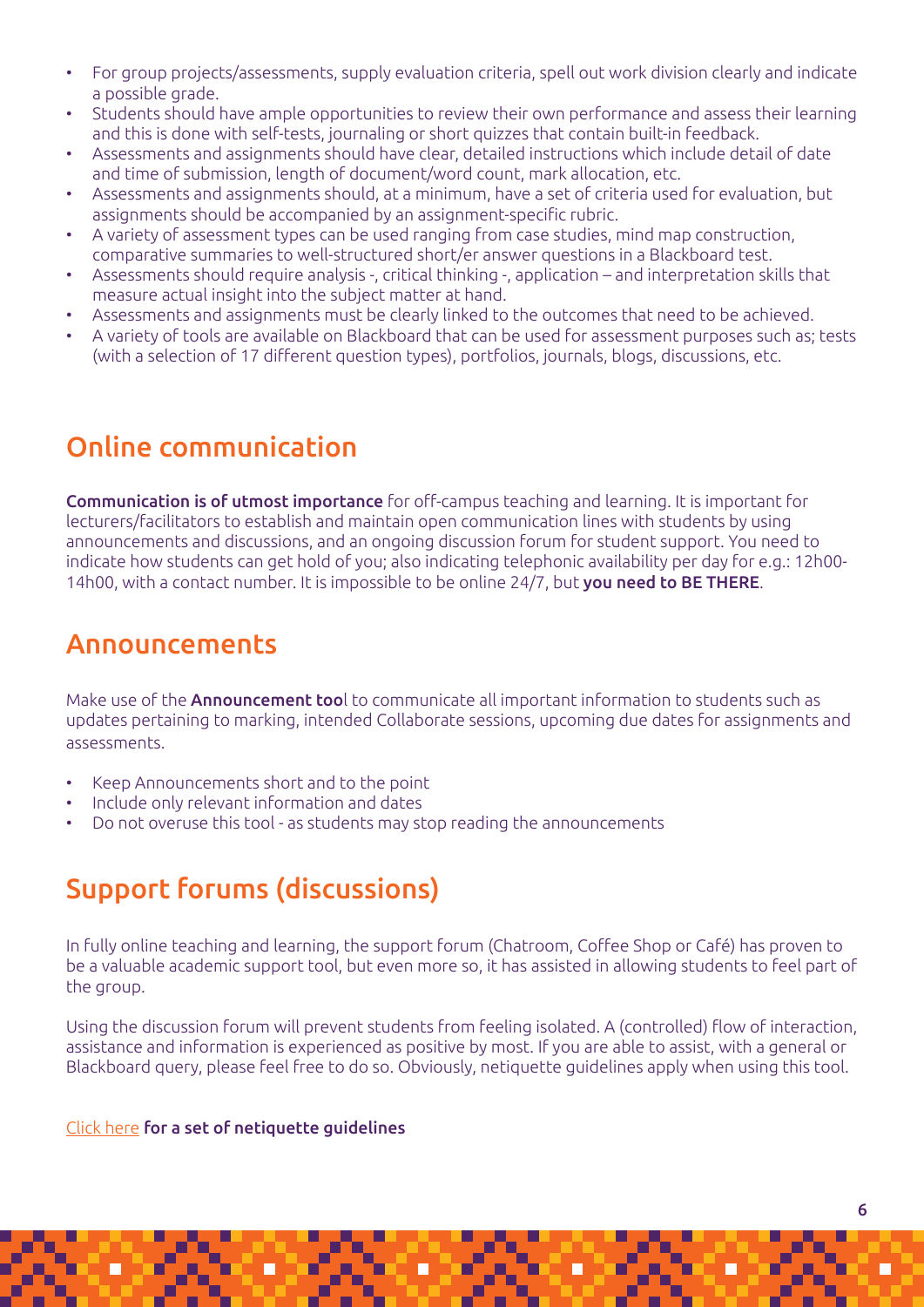- For group projects/assessments, supply evaluation criteria, spell out work division clearly and indicate a possible grade.
- Students should have ample opportunities to review their own performance and assess their learning and this is done with self-tests, journaling or short quizzes that contain built-in feedback.
- Assessments and assignments should have clear, detailed instructions which include detail of date and time of submission, length of document/word count, mark allocation, etc.
- Assessments and assignments should, at a minimum, have a set of criteria used for evaluation, but assignments should be accompanied by an assignment-specific rubric.
- A variety of assessment types can be used ranging from case studies, mind map construction, comparative summaries to well-structured short/er answer questions in a Blackboard test.
- Assessments should require analysis -, critical thinking -, application – and interpretation skills that measure actual insight into the subject matter at hand.
- Assessments and assignments must be clearly linked to the outcomes that need to be achieved.
- A variety of tools are available on Blackboard that can be used for assessment purposes such as; tests (with a selection of 17 different question types), portfolios, journals, blogs, discussions, etc.

## Online communication

**Communication is of utmost importance** for off-campus teaching and learning. It is important for lecturers/facilitators to establish and maintain open communication lines with students by using announcements and discussions, and an ongoing discussion forum for student support. You need to indicate how students can get hold of you; also indicating telephonic availability per day for e.g.: 12h00-14h00, with a contact number. It is impossible to be online 24/7, but **you need to BE THERE**.

## Announcements

Make use of the **Announcement too**l to communicate all important information to students such as updates pertaining to marking, intended Collaborate sessions, upcoming due dates for assignments and assessments.

- Keep Announcements short and to the point
- Include only relevant information and dates
- Do not overuse this tool - as students may stop reading the announcements

## Support forums (discussions)

In fully online teaching and learning, the support forum (Chatroom, Coffee Shop or Café) has proven to be a valuable academic support tool, but even more so, it has assisted in allowing students to feel part of the group.

Using the discussion forum will prevent students from feeling isolated. A (controlled) flow of interaction, assistance and information is experienced as positive by most. If you are able to assist, with a general or Blackboard query, please feel free to do so. Obviously, netiquette guidelines apply when using this tool.

Click here **for a set of netiquette guidelines**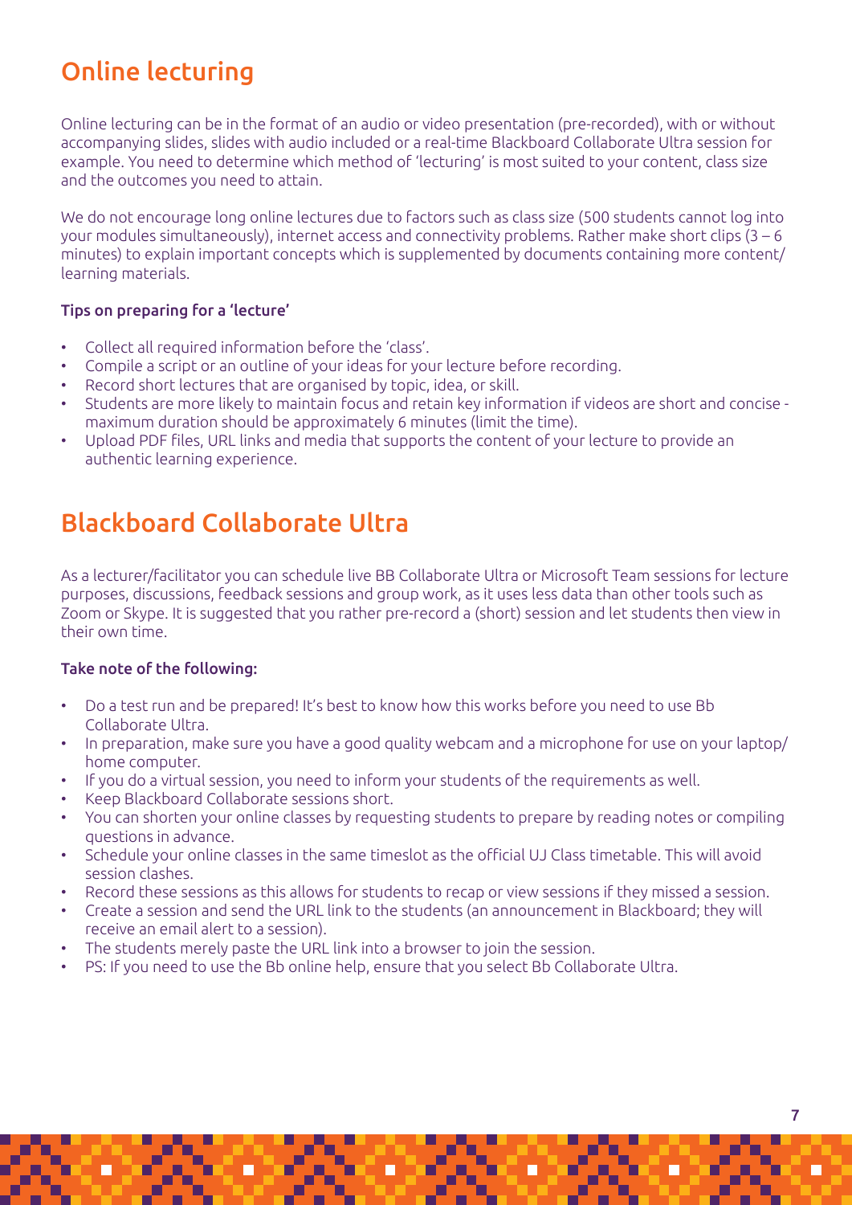## Online lecturing

Online lecturing can be in the format of an audio or video presentation (pre-recorded), with or without accompanying slides, slides with audio included or a real-time Blackboard Collaborate Ultra session for example. You need to determine which method of 'lecturing' is most suited to your content, class size and the outcomes you need to attain.

We do not encourage long online lectures due to factors such as class size (500 students cannot log into your modules simultaneously), internet access and connectivity problems. Rather make short clips (3 – 6 minutes) to explain important concepts which is supplemented by documents containing more content/ learning materials.

**Tips on preparing for a 'lecture'**

- Collect all required information before the 'class'.
- Compile a script or an outline of your ideas for your lecture before recording.
- Record short lectures that are organised by topic, idea, or skill.
- Students are more likely to maintain focus and retain key information if videos are short and concise - maximum duration should be approximately 6 minutes (limit the time).
- Upload PDF files, URL links and media that supports the content of your lecture to provide an authentic learning experience.

## Blackboard Collaborate Ultra

As a lecturer/facilitator you can schedule live BB Collaborate Ultra or Microsoft Team sessions for lecture purposes, discussions, feedback sessions and group work, as it uses less data than other tools such as Zoom or Skype. It is suggested that you rather pre-record a (short) session and let students then view in their own time.

**Take note of the following:**

- Do a test run and be prepared! It's best to know how this works before you need to use Bb Collaborate Ultra.
- In preparation, make sure you have a good quality webcam and a microphone for use on your laptop/ home computer.
- If you do a virtual session, you need to inform your students of the requirements as well.
- Keep Blackboard Collaborate sessions short.
- You can shorten your online classes by requesting students to prepare by reading notes or compiling questions in advance.
- Schedule your online classes in the same timeslot as the official UJ Class timetable. This will avoid session clashes.
- Record these sessions as this allows for students to recap or view sessions if they missed a session.
- Create a session and send the URL link to the students (an announcement in Blackboard; they will receive an email alert to a session).
- The students merely paste the URL link into a browser to join the session.
- PS: If you need to use the Bb online help, ensure that you select Bb Collaborate Ultra.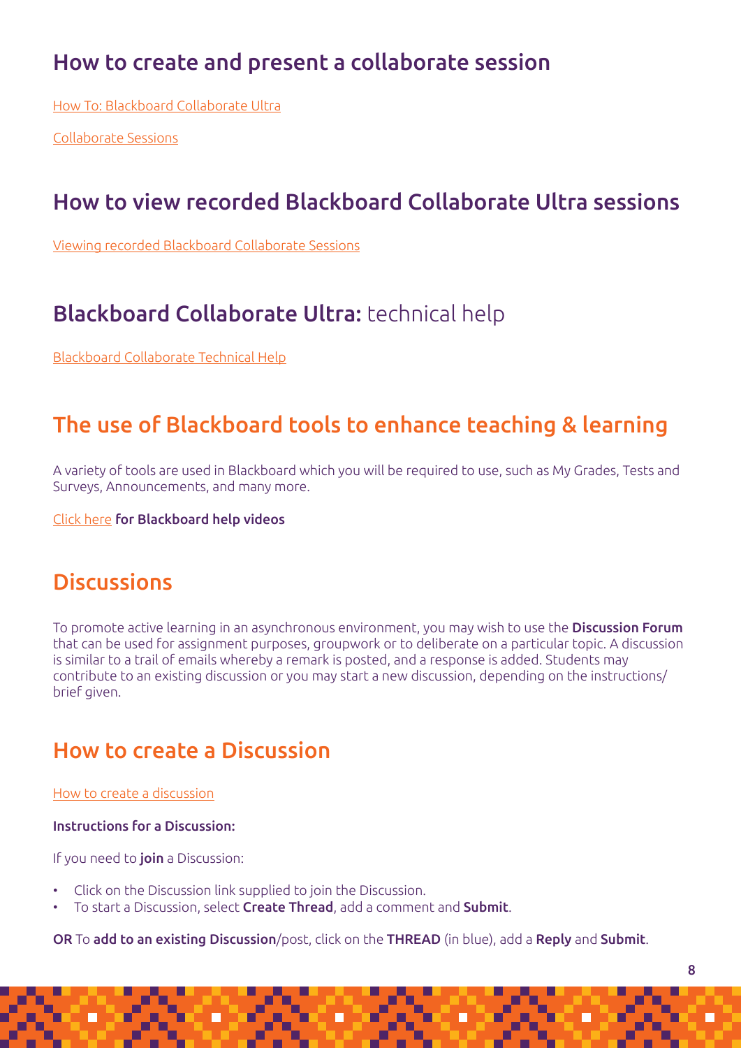## How to create and present a collaborate session

How To: Blackboard Collaborate Ultra

Collaborate Sessions

## How to view recorded Blackboard Collaborate Ultra sessions

Viewing recorded Blackboard Collaborate Sessions

## **Blackboard Collaborate Ultra:** technical help

Blackboard Collaborate Technical Help

## The use of Blackboard tools to enhance teaching & learning

A variety of tools are used in Blackboard which you will be required to use, such as My Grades, Tests and Surveys, Announcements, and many more.

Click here **for Blackboard help videos**

## Discussions

To promote active learning in an asynchronous environment, you may wish to use the **Discussion Forum** that can be used for assignment purposes, groupwork or to deliberate on a particular topic. A discussion is similar to a trail of emails whereby a remark is posted, and a response is added. Students may contribute to an existing discussion or you may start a new discussion, depending on the instructions/ brief given.

## How to create a Discussion

How to create a discussion

**Instructions for a Discussion:**

If you need to **join** a Discussion:

- Click on the Discussion link supplied to join the Discussion.
- To start a Discussion, select **Create Thread**, add a comment and **Submit**.

**OR** To **add to an existing Discussion**/post, click on the **THREAD** (in blue), add a **Reply** and **Submit**.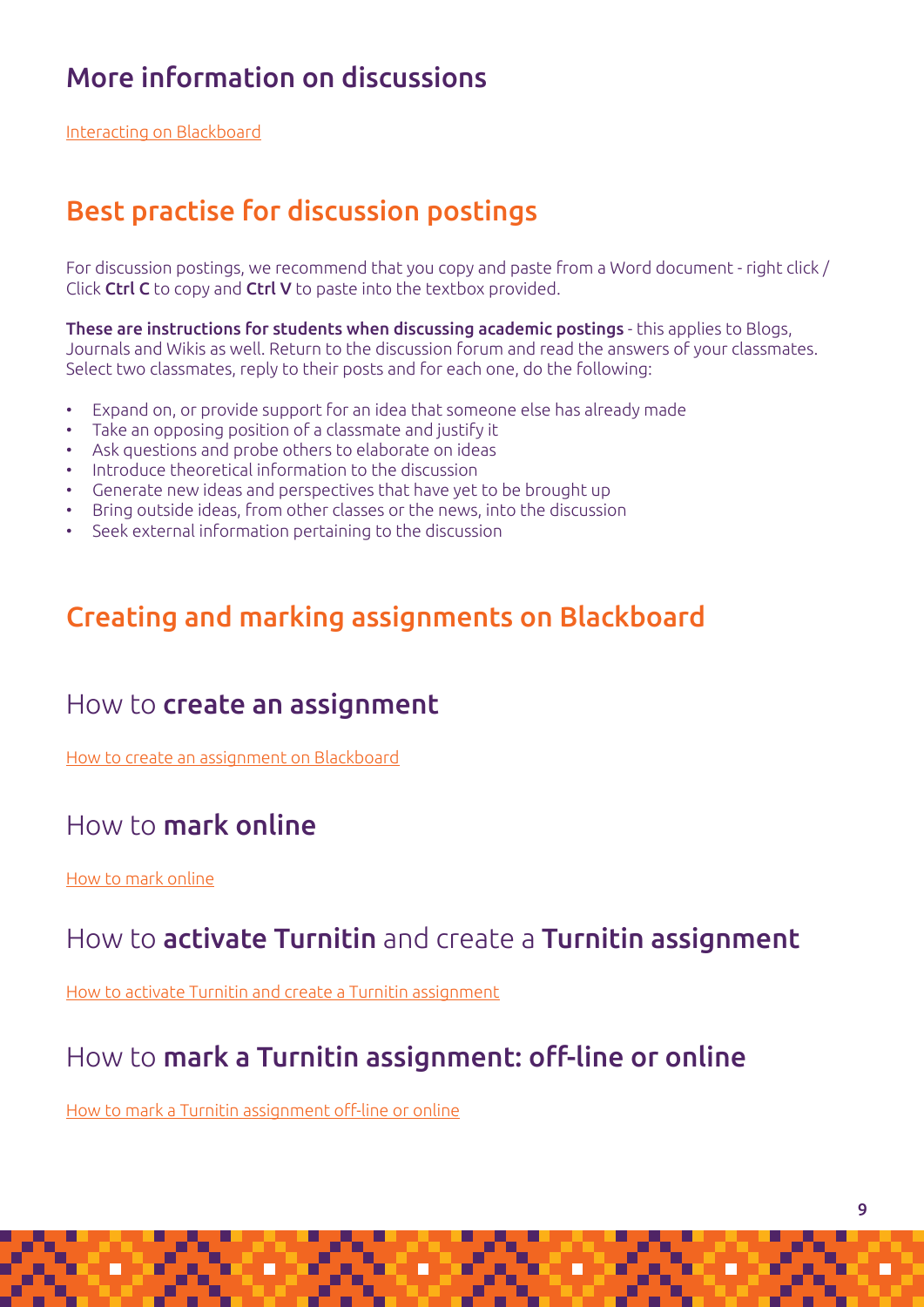## More information on discussions

Interacting on Blackboard

## Best practise for discussion postings

For discussion postings, we recommend that you copy and paste from a Word document - right click / Click **Ctrl C** to copy and **Ctrl V** to paste into the textbox provided.

**These are instructions for students when discussing academic postings** - this applies to Blogs, Journals and Wikis as well. Return to the discussion forum and read the answers of your classmates. Select two classmates, reply to their posts and for each one, do the following:

- Expand on, or provide support for an idea that someone else has already made
- Take an opposing position of a classmate and justify it
- Ask questions and probe others to elaborate on ideas
- Introduce theoretical information to the discussion
- Generate new ideas and perspectives that have yet to be brought up
- Bring outside ideas, from other classes or the news, into the discussion
- Seek external information pertaining to the discussion

## Creating and marking assignments on Blackboard

### How to **create an assignment**

How to create an assignment on Blackboard

### How to **mark online**

How to mark online

### How to **activate Turnitin** and create a **Turnitin assignment**

How to activate Turnitin and create a Turnitin assignment

### How to **mark a Turnitin assignment: off-line or online**

How to mark a Turnitin assignment off-line or online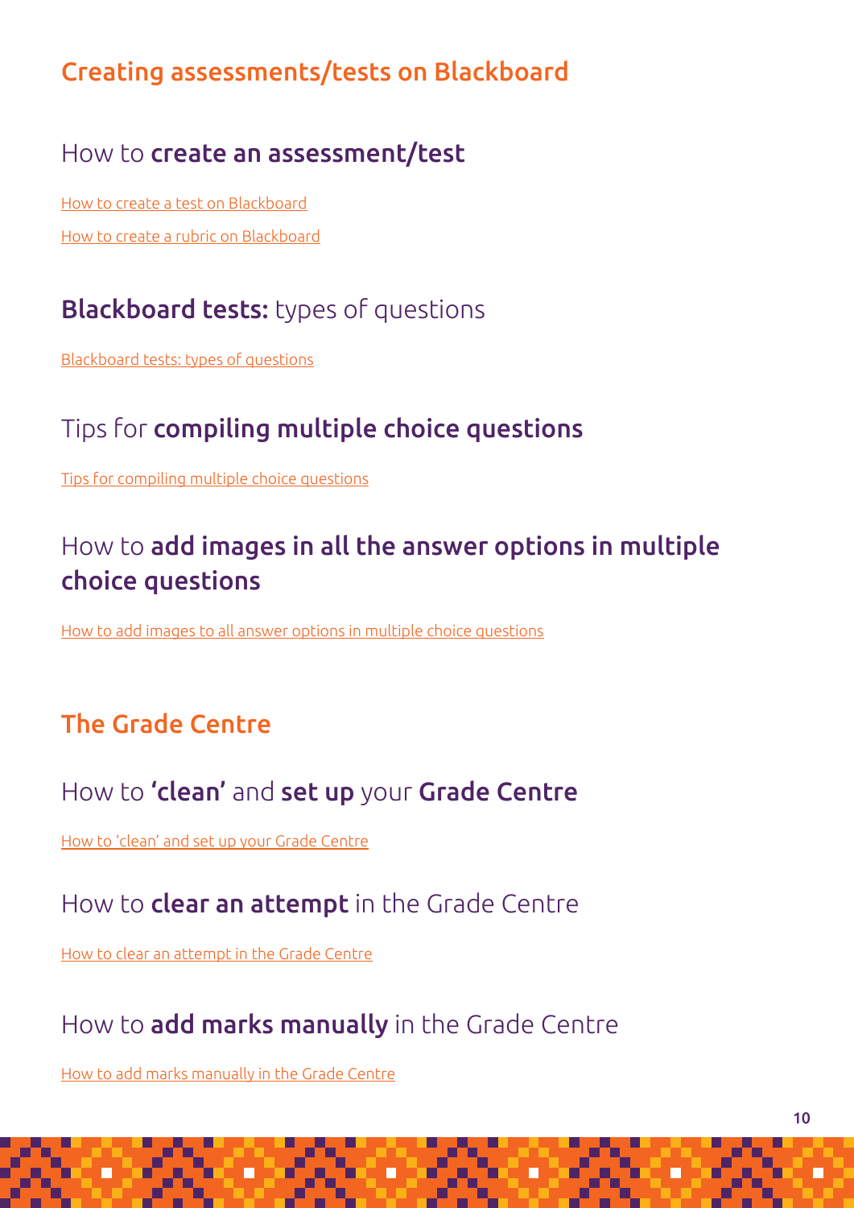# Creating assessments/tests on Blackboard

## How to **create an assessment/test**

How to create a test on Blackboard

How to create a rubric on Blackboard

## **Blackboard tests:** types of questions

Blackboard tests: types of questions

## Tips for **compiling multiple choice questions**

Tips for compiling multiple choice questions

## How to **add images in all the answer options in multiple choice questions**

How to add images to all answer options in multiple choice questions

# The Grade Centre

## How to **'clean'** and **set up** your **Grade Centre**

How to 'clean' and set up your Grade Centre

## How to **clear an attempt** in the Grade Centre

How to clear an attempt in the Grade Centre

## How to **add marks manually** in the Grade Centre

How to add marks manually in the Grade Centre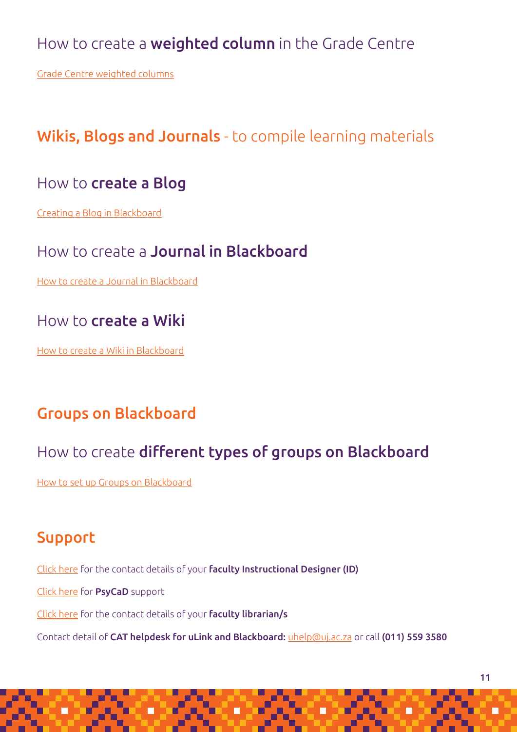## How to create a **weighted column** in the Grade Centre

Grade Centre weighted columns

# Wikis, Blogs and Journals - to compile learning materials

## How to **create a Blog**

Creating a Blog in Blackboard

## How to create a **Journal in Blackboard**

How to create a Journal in Blackboard

## How to **create a Wiki**

How to create a Wiki in Blackboard

# Groups on Blackboard

## How to create **different types of groups on Blackboard**

How to set up Groups on Blackboard

# Support

Click here for the contact details of your **faculty Instructional Designer (ID)**

Click here for **PsyCaD** support

Click here for the contact details of your **faculty librarian/s**

Contact detail of **CAT helpdesk for uLink and Blackboard:** uhelp@uj.ac.za or call **(011) 559 3580**